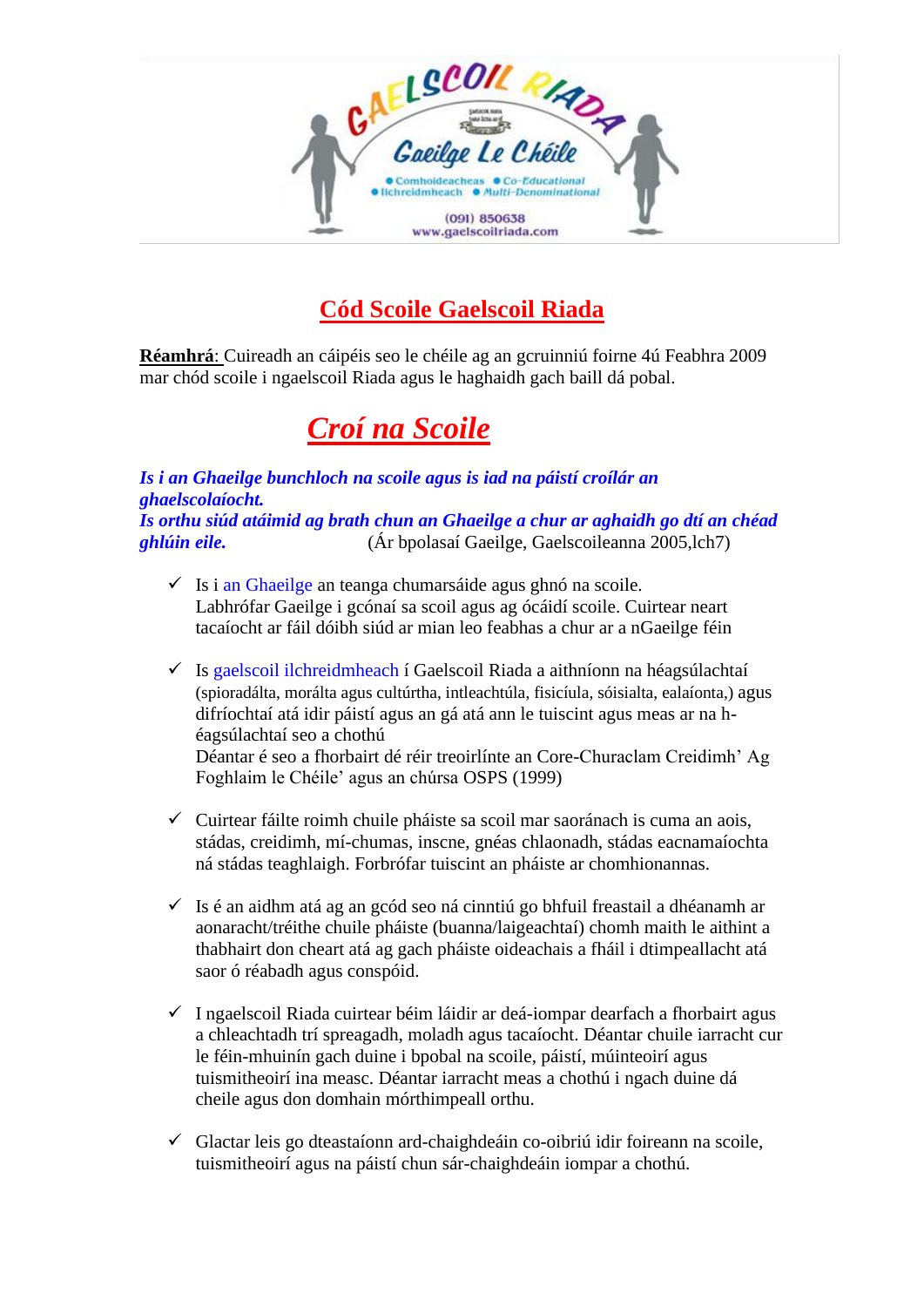GAELSCOIL RIADA

Gaeilge Le Chéile

● Comhoideacheas ● Co-Educational
● Ilchreidmheach ● Multi-Denominational

(091) 850638
www.gaelscoilriada.com

# Cód Scoile Gaelscoil Riada

**Réamhrá**: Cuireadh an cáipéis seo le chéile ag an gcruinniú foirne 4ú Feabhra 2009 mar chód scoile i ngaelscoil Riada agus le haghaidh gach baill dá pobal.

## *Croí na Scoile*

***Is i an Ghaeilge bunchloch na scoile agus is iad na páistí croílár an ghaelscolaíocht.***
***Is orthu siúd atáimid ag brath chun an Ghaeilge a chur ar aghaidh go dtí an chéad ghlúin eile.*** (Ár bpolasaí Gaeilge, Gaelscoileanna 2005,lch7)

- ✓ Is i an Ghaeilge an teanga chumarsáide agus ghnó na scoile. Labhrófar Gaeilge i gcónaí sa scoil agus ag ócáidí scoile. Cuirtear neart tacaíocht ar fáil dóibh siúd ar mian leo feabhas a chur ar a nGaeilge féin

- ✓ Is gaelscoil ilchreidmheach í Gaelscoil Riada a aithníonn na héagsúlachtaí (spioradálta, morálta agus cultúrtha, intleachtúla, fisiciúla, sóisialta, ealaíonta,) agus difríochtaí atá idir páistí agus an gá atá ann le tuiscint agus meas ar na h-éagsúlachtaí seo a chothú
  Déantar é seo a fhorbairt dé réir treoirlínte an Core-Churaclam Creidimh' Ag Foghlaim le Chéile' agus an chúrsa OSPS (1999)

- ✓ Cuirtear fáilte roimh chuile pháiste sa scoil mar saoránach is cuma an aois, stádas, creidimh, mí-chumas, inscne, gnéas chlaonadh, stádas eacnamaíochta ná stádas teaghlaigh. Forbrófar tuiscint an pháiste ar chomhionannas.

- ✓ Is é an aidhm atá ag an gcód seo ná cinntiú go bhfuil freastail a dhéanamh ar aonaracht/tréithe chuile pháiste (buanna/laigeachtaí) chomh maith le aithint a thabhairt don cheart atá ag gach pháiste oideachais a fháil i dtimpeallacht atá saor ó réabadh agus conspóid.

- ✓ I ngaelscoil Riada cuirtear béim láidir ar deá-iompar dearfach a fhorbairt agus a chleachtadh trí spreagadh, moladh agus tacaíocht. Déantar chuile iarracht cur le féin-mhuinín gach duine i bpobal na scoile, páistí, múinteoirí agus tuismitheoirí ina measc. Déantar iarracht meas a chothú i ngach duine dá cheile agus don domhain mórthimpeall orthu.

- ✓ Glactar leis go dteastaíonn ard-chaighdeáin co-oibriú idir foireann na scoile, tuismitheoirí agus na páistí chun sár-chaighdeáin iompar a chothú.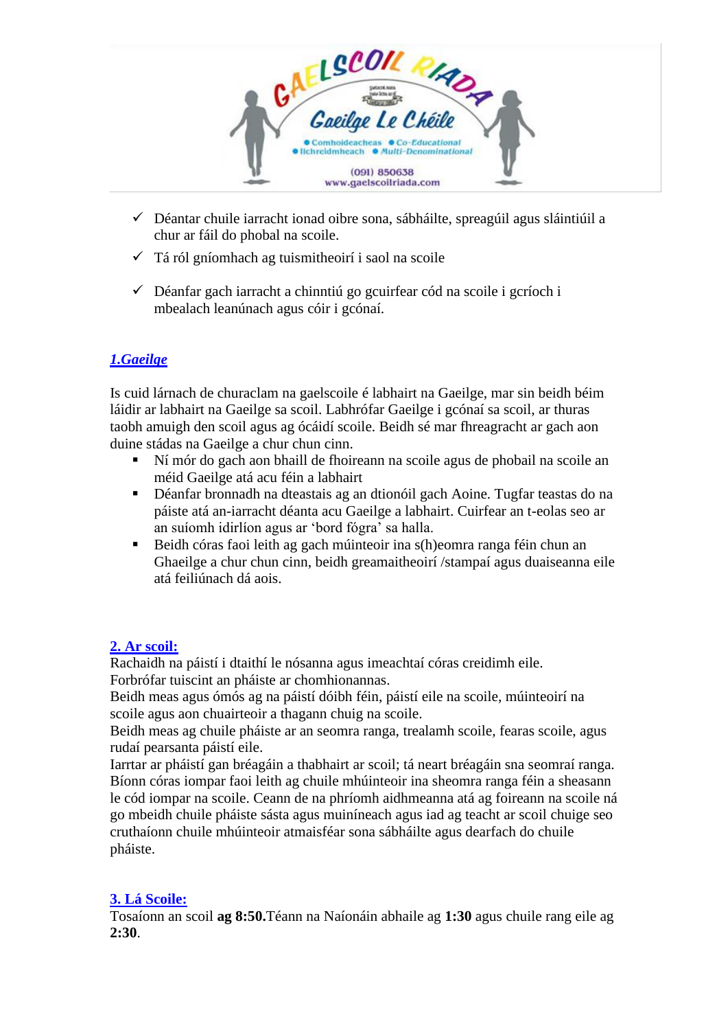GAELSCOIL RIADA

Gaeilge Le Chéile

● Comhoideacheas ● Co-Educational
● Ilchreidmheach ● Multi-Denominational

(091) 850638
www.gaelscoilriada.com

- ✓ Déantar chuile iarracht ionad oibre sona, sábháilte, spreagúil agus sláintiúil a chur ar fáil do phobal na scoile.
- ✓ Tá ról gníomhach ag tuismitheoirí i saol na scoile
- ✓ Déanfar gach iarracht a chinntiú go gcuirfear cód na scoile i gcríoch i mbealach leanúnach agus cóir i gcónaí.

## ***1.Gaeilge***

Is cuid lárnach de churaclam na gaelscoile é labhairt na Gaeilge, mar sin beidh béim láidir ar labhairt na Gaeilge sa scoil. Labhrófar Gaeilge i gcónaí sa scoil, ar thuras taobh amuigh den scoil agus ag ócáidí scoile. Beidh sé mar fhreagracht ar gach aon duine stádas na Gaeilge a chur chun cinn.

- Ní mór do gach aon bhaill de fhoireann na scoile agus de phobail na scoile an méid Gaeilge atá acu féin a labhairt
- Déanfar bronnadh na dteastais ag an dtionóil gach Aoine. Tugfar teastas do na páiste atá an-iarracht déanta acu Gaeilge a labhairt. Cuirfear an t-eolas seo ar an suíomh idirlíon agus ar 'bord fógra' sa halla.
- Beidh córas faoi leith ag gach múinteoir ina s(h)eomra ranga féin chun an Ghaeilge a chur chun cinn, beidh greamaitheoirí /stampaí agus duaiseanna eile atá feiliúnach dá aois.

## **2. Ar scoil:**

Rachaidh na páistí i dtaithí le nósanna agus imeachtaí córas creidimh eile.
Forbrófar tuiscint an pháiste ar chomhionannas.
Beidh meas agus ómós ag na páistí dóibh féin, páistí eile na scoile, múinteoirí na scoile agus aon chuairteoir a thagann chuig na scoile.
Beidh meas ag chuile pháiste ar an seomra ranga, trealamh scoile, fearas scoile, agus rudaí pearsanta páistí eile.
Iarrtar ar pháistí gan bréagáin a thabhairt ar scoil; tá neart bréagáin sna seomraí ranga. Bíonn córas iompar faoi leith ag chuile mhúinteoir ina sheomra ranga féin a sheasann le cód iompar na scoile. Ceann de na phríomh aidhmeanna atá ag foireann na scoile ná go mbeidh chuile pháiste sásta agus muiníneach agus iad ag teacht ar scoil chuige seo cruthaíonn chuile mhúinteoir atmaisféar sona sábháilte agus dearfach do chuile pháiste.

## **3. Lá Scoile:**

Tosaíonn an scoil **ag 8:50.**Téann na Naíonáin abhaile ag **1:30** agus chuile rang eile ag **2:30**.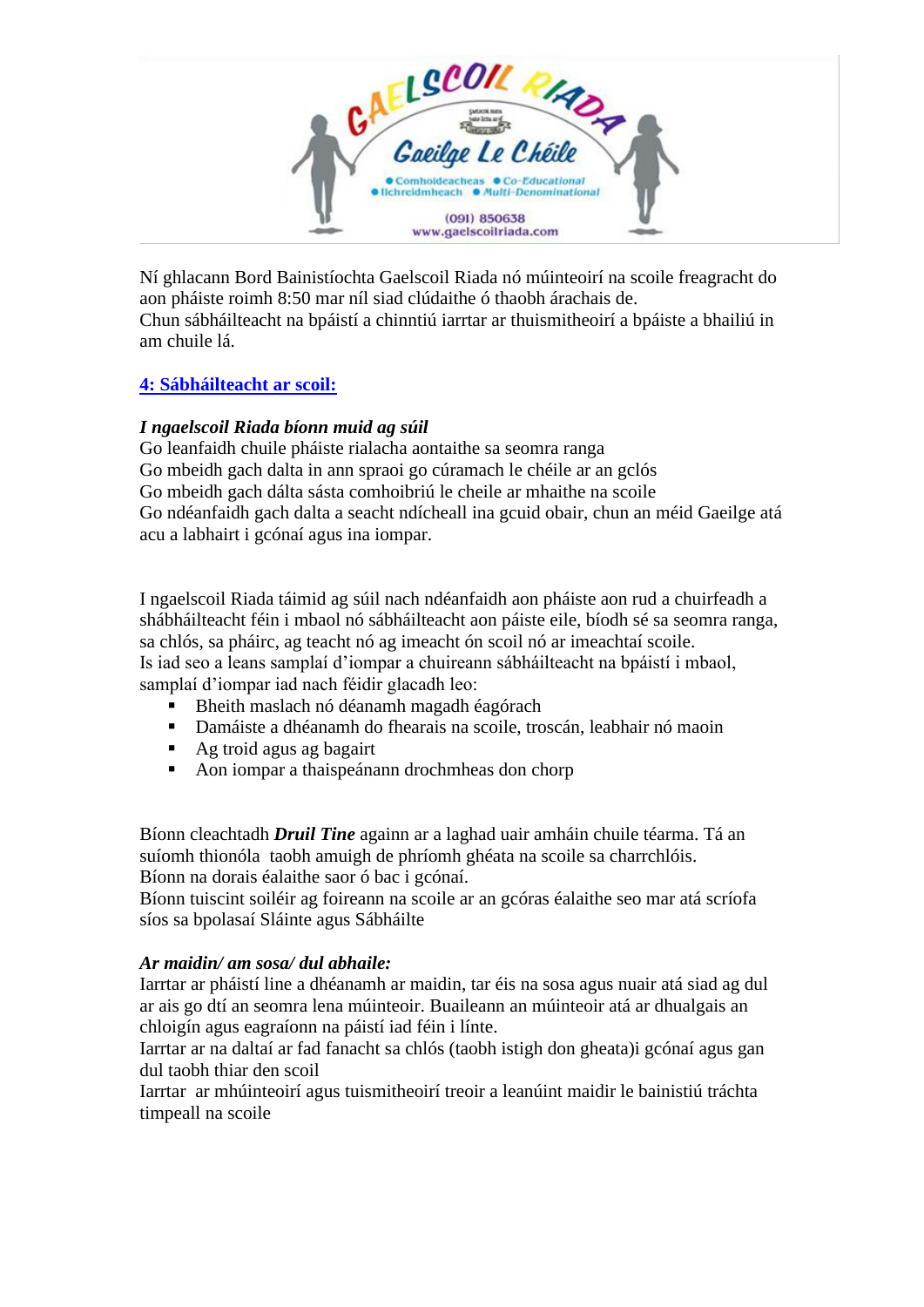Ní ghlacann Bord Bainistíochta Gaelscoil Riada nó múinteoirí na scoile freagracht do aon pháiste roimh 8:50 mar níl siad clúdaithe ó thaobh árachais de.
Chun sábháilteacht na bpáistí a chinntiú iarrtar ar thuismitheoirí a bpáiste a bhailiú in am chuile lá.

## 4: Sábháilteacht ar scoil:

***I ngaelscoil Riada bíonn muid ag súil***

Go leanfaidh chuile pháiste rialacha aontaithe sa seomra ranga
Go mbeidh gach dalta in ann spraoi go cúramach le chéile ar an gclós
Go mbeidh gach dálta sásta comhoibriú le cheile ar mhaithe na scoile
Go ndéanfaidh gach dalta a seacht ndícheall ina gcuid obair, chun an méid Gaeilge atá acu a labhairt i gcónaí agus ina iompar.

I ngaelscoil Riada táimid ag súil nach ndéanfaidh aon pháiste aon rud a chuirfeadh a shábháilteacht féin i mbaol nó sábháilteacht aon páiste eile, bíodh sé sa seomra ranga, sa chlós, sa pháirc, ag teacht nó ag imeacht ón scoil nó ar imeachtaí scoile.
Is iad seo a leans samplaí d'iompar a chuireann sábháilteacht na bpáistí i mbaol, samplaí d'iompar iad nach féidir glacadh leo:

- Bheith maslach nó déanamh magadh éagórach
- Damáiste a dhéanamh do fhearais na scoile, troscán, leabhair nó maoin
- Ag troid agus ag bagairt
- Aon iompar a thaispeánann drochmheas don chorp

Bíonn cleachtadh ***Druil Tine*** againn ar a laghad uair amháin chuile téarma. Tá an suíomh thionóla taobh amuigh de phríomh ghéata na scoile sa charrchlóis.
Bíonn na dorais éalaithe saor ó bac i gcónaí.
Bíonn tuiscint soiléir ag foireann na scoile ar an gcóras éalaithe seo mar atá scríofa síos sa bpolasaí Sláinte agus Sábháilte

***Ar maidin/ am sosa/ dul abhaile:***

Iarrtar ar pháistí line a dhéanamh ar maidin, tar éis na sosa agus nuair atá siad ag dul ar ais go dtí an seomra lena múinteoir. Buaileann an múinteoir atá ar dhualgais an chloigín agus eagraíonn na páistí iad féin i línte.
Iarrtar ar na daltaí ar fad fanacht sa chlós (taobh istigh don gheata)i gcónaí agus gan dul taobh thiar den scoil
Iarrtar ar mhúinteoirí agus tuismitheoirí treoir a leanúint maidir le bainistiú tráchta timpeall na scoile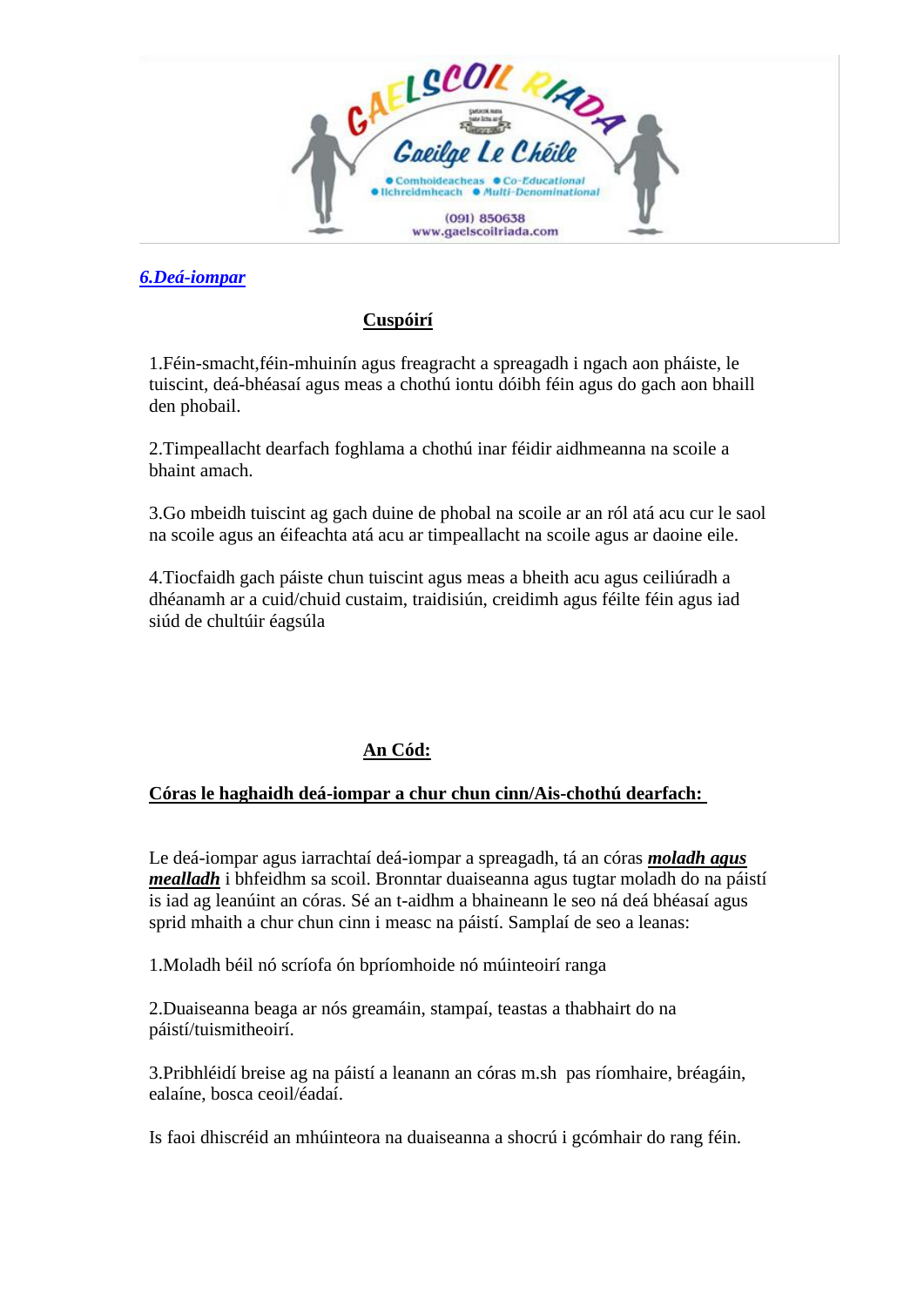### *6.Deá-iompar*

**Cuspóirí**

1.Féin-smacht,féin-mhuinín agus freagracht a spreagadh i ngach aon pháiste, le tuiscint, deá-bhéasaí agus meas a chothú iontu dóibh féin agus do gach aon bhaill den phobail.

2.Timpeallacht dearfach foghlama a chothú inar féidir aidhmeanna na scoile a bhaint amach.

3.Go mbeidh tuiscint ag gach duine de phobal na scoile ar an ról atá acu cur le saol na scoile agus an éifeachta atá acu ar timpeallacht na scoile agus ar daoine eile.

4.Tiocfaidh gach páiste chun tuiscint agus meas a bheith acu agus ceiliúradh a dhéanamh ar a cuid/chuid custaim, traidisiún, creidimh agus féilte féin agus iad siúd de chultúir éagsúla

**An Cód:**

**Córas le haghaidh deá-iompar a chur chun cinn/Ais-chothú dearfach:**

Le deá-iompar agus iarrachtaí deá-iompar a spreagadh, tá an córas ***moladh agus mealladh*** i bhfeidhm sa scoil. Bronntar duaiseanna agus tugtar moladh do na páistí is iad ag leanúint an córas. Sé an t-aidhm a bhaineann le seo ná deá bhéasaí agus sprid mhaith a chur chun cinn i measc na páistí. Samplaí de seo a leanas:

1.Moladh béil nó scríofa ón bpríomhoide nó múinteoirí ranga

2.Duaiseanna beaga ar nós greamáin, stampaí, teastas a thabhairt do na páistí/tuismitheoirí.

3.Pribhléidí breise ag na páistí a leanann an córas m.sh pas ríomhaire, bréagáin, ealaíne, bosca ceoil/éadaí.

Is faoi dhiscréid an mhúinteora na duaiseanna a shocrú i gcómhair do rang féin.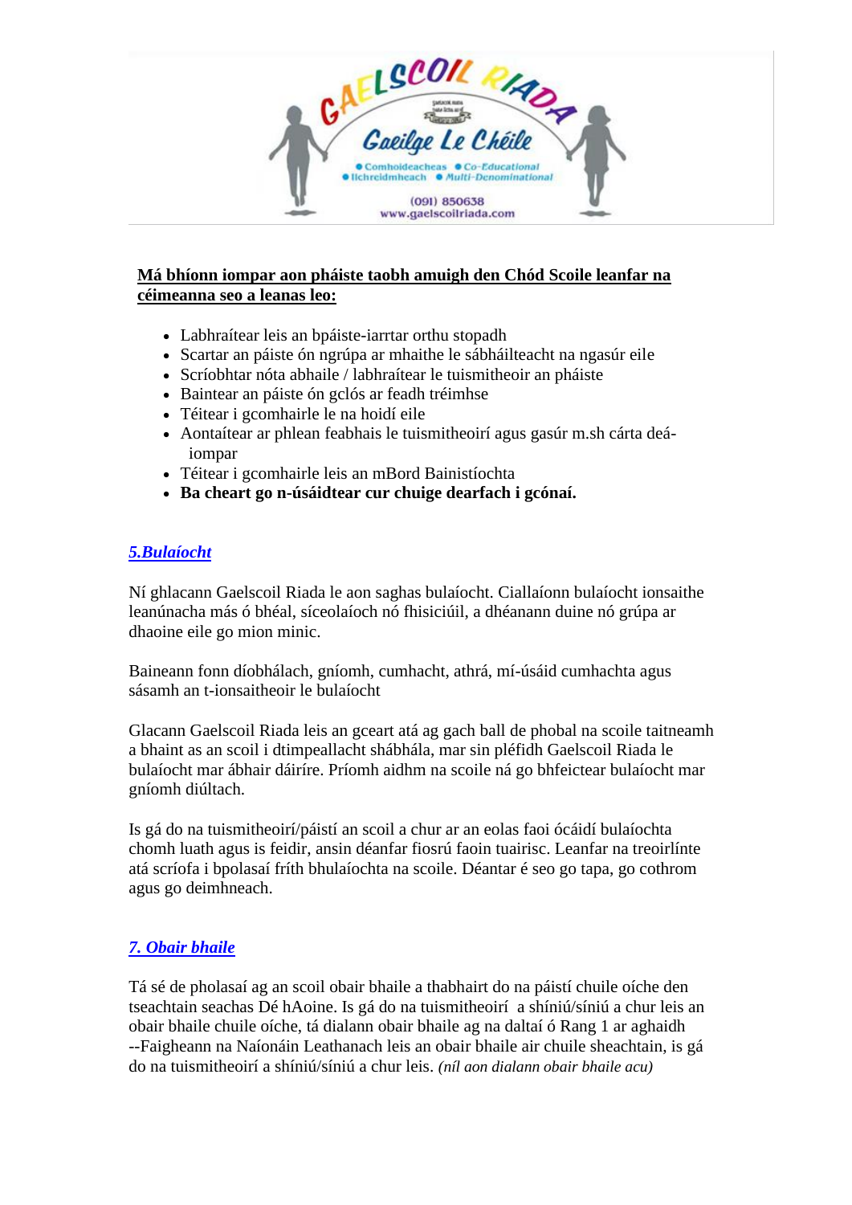**Má bhíonn iompar aon pháiste taobh amuigh den Chód Scoile leanfar na céimeanna seo a leanas leo:**

- Labhraítear leis an bpáiste-iarrtar orthu stopadh
- Scartar an páiste ón ngrúpa ar mhaithe le sábháilteacht na ngasúr eile
- Scríobhtar nóta abhaile / labhraítear le tuismitheoir an pháiste
- Baintear an páiste ón gclós ar feadh tréimhse
- Téitear i gcomhairle le na hoidí eile
- Aontaítear ar phlean feabhais le tuismitheoirí agus gasúr m.sh cárta deá-iompar
- Téitear i gcomhairle leis an mBord Bainistíochta
- **Ba cheart go n-úsáidtear cur chuige dearfach i gcónaí.**

## *5.Bulaíocht*

Ní ghlacann Gaelscoil Riada le aon saghas bulaíocht. Ciallaíonn bulaíocht ionsaithe leanúnacha más ó bhéal, síceolaíoch nó fhisiciúil, a dhéanann duine nó grúpa ar dhaoine eile go mion minic.

Baineann fonn díobhálach, gníomh, cumhacht, athrá, mí-úsáid cumhachta agus sásamh an t-ionsaitheoir le bulaíocht

Glacann Gaelscoil Riada leis an gceart atá ag gach ball de phobal na scoile taitneamh a bhaint as an scoil i dtimpeallacht shábhála, mar sin pléfidh Gaelscoil Riada le bulaíocht mar ábhair dáiríre. Príomh aidhm na scoile ná go bhfeictear bulaíocht mar gníomh diúltach.

Is gá do na tuismitheoirí/páistí an scoil a chur ar an eolas faoi ócáidí bulaíochta chomh luath agus is feidir, ansin déanfar fiosrú faoin tuairisc. Leanfar na treoirlínte atá scríofa i bpolasaí fríth bhulaíochta na scoile. Déantar é seo go tapa, go cothrom agus go deimhneach.

## *7. Obair bhaile*

Tá sé de pholasaí ag an scoil obair bhaile a thabhairt do na páistí chuile oíche den tseachtain seachas Dé hAoine. Is gá do na tuismitheoirí a shíniú/síniú a chur leis an obair bhaile chuile oíche, tá dialann obair bhaile ag na daltaí ó Rang 1 ar aghaidh --Faigheann na Naíonáin Leathanach leis an obair bhaile air chuile sheachtain, is gá do na tuismitheoirí a shíniú/síniú a chur leis. *(níl aon dialann obair bhaile acu)*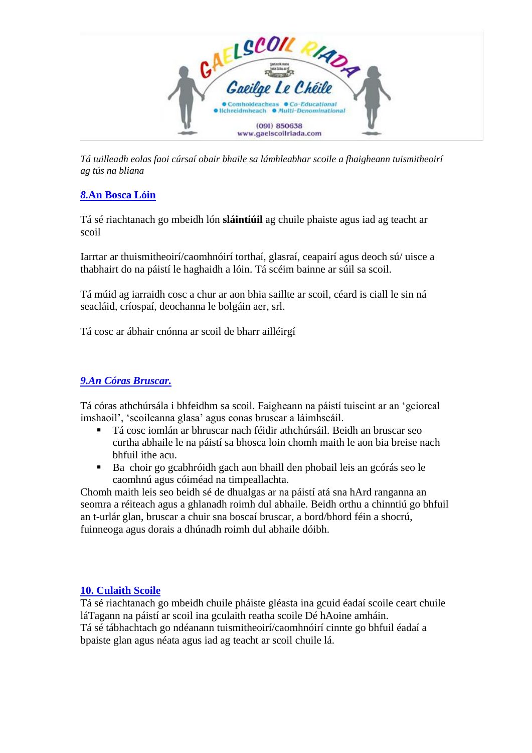*Tá tuilleadh eolas faoi cúrsaí obair bhaile sa lámhleabhar scoile a fhaigheann tuismitheoirí ag tús na bliana*

## ***8.*An Bosca Lóin**

Tá sé riachtanach go mbeidh lón **sláintiúil** ag chuile phaiste agus iad ag teacht ar scoil

Iarrtar ar thuismitheoirí/caomhnóirí torthaí, glasraí, ceapairí agus deoch sú/ uisce a thabhairt do na páistí le haghaidh a lóin. Tá scéim bainne ar súil sa scoil.

Tá múid ag iarraidh cosc a chur ar aon bhia saillte ar scoil, céard is ciall le sin ná seacláid, críospaí, deochanna le bolgáin aer, srl.

Tá cosc ar ábhair cnónna ar scoil de bharr ailléirgí

## ***9.An Córas Bruscar.***

Tá córas athchúrsála i bhfeidhm sa scoil. Faigheann na páistí tuiscint ar an 'gciorcal imshaoil', 'scoileanna glasa' agus conas bruscar a láimhseáil.

- Tá cosc iomlán ar bhruscar nach féidir athchúrsáil. Beidh an bruscar seo curtha abhaile le na páistí sa bhosca loin chomh maith le aon bia breise nach bhfuil ithe acu.
- Ba choir go gcabhróidh gach aon bhaill den phobail leis an gcórás seo le caomhnú agus cóiméad na timpeallachta.

Chomh maith leis seo beidh sé de dhualgas ar na páistí atá sna hArd ranganna an seomra a réiteach agus a ghlanadh roimh dul abhaile. Beidh orthu a chinntiú go bhfuil an t-urlár glan, bruscar a chuir sna boscaí bruscar, a bord/bhord féin a shocrú, fuinneoga agus dorais a dhúnadh roimh dul abhaile dóibh.

## **10. Culaith Scoile**

Tá sé riachtanach go mbeidh chuile pháiste gléasta ina gcuid éadaí scoile ceart chuile láTagann na páistí ar scoil ina gculaith reatha scoile Dé hAoine amháin.
Tá sé tábhachtach go ndéanann tuismitheoirí/caomhnóirí cinnte go bhfuil éadaí a bpaiste glan agus néata agus iad ag teacht ar scoil chuile lá.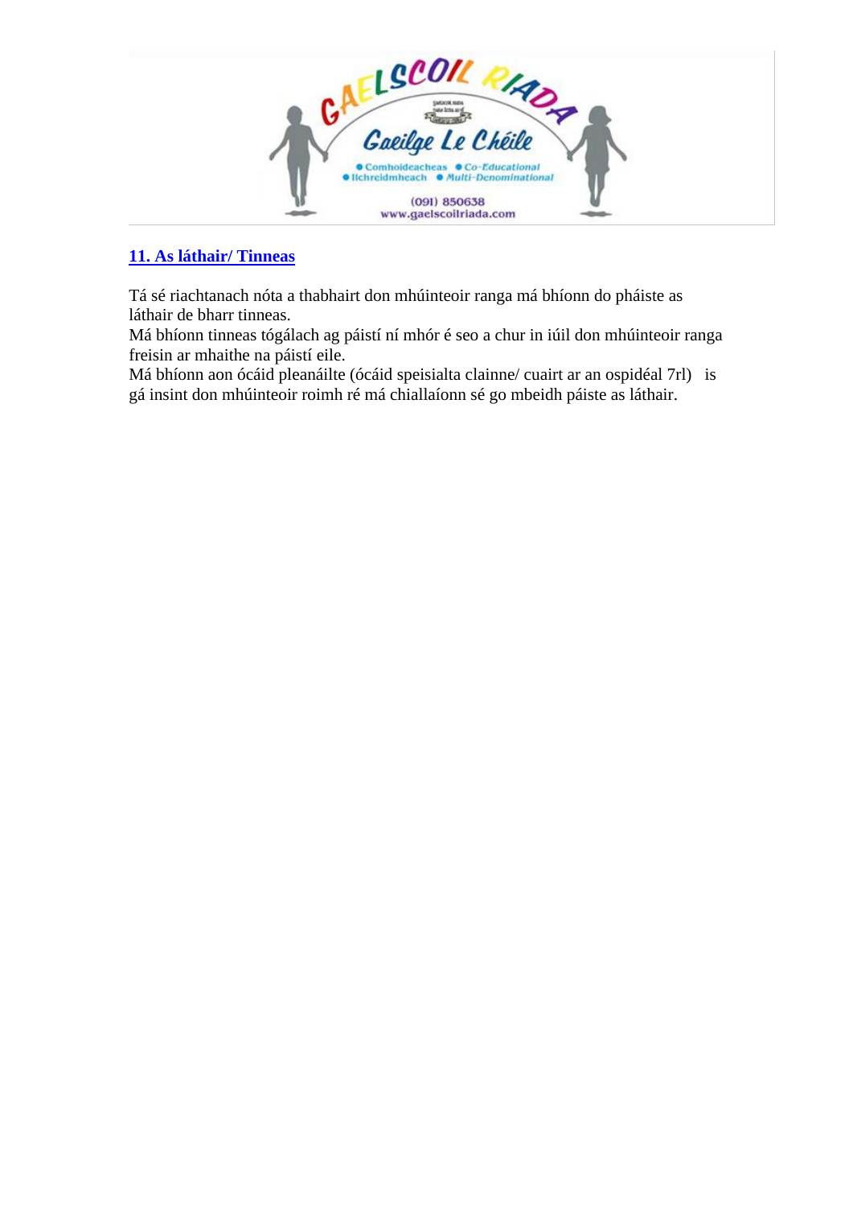## 11. As láthair/ Tinneas

Tá sé riachtanach nóta a thabhairt don mhúinteoir ranga má bhíonn do pháiste as láthair de bharr tinneas.
Má bhíonn tinneas tógálach ag páistí ní mhór é seo a chur in iúil don mhúinteoir ranga freisin ar mhaithe na páistí eile.
Má bhíonn aon ócáid pleanáilte (ócáid speisialta clainne/ cuairt ar an ospidéal 7rl) is gá insint don mhúinteoir roimh ré má chiallaíonn sé go mbeidh páiste as láthair.